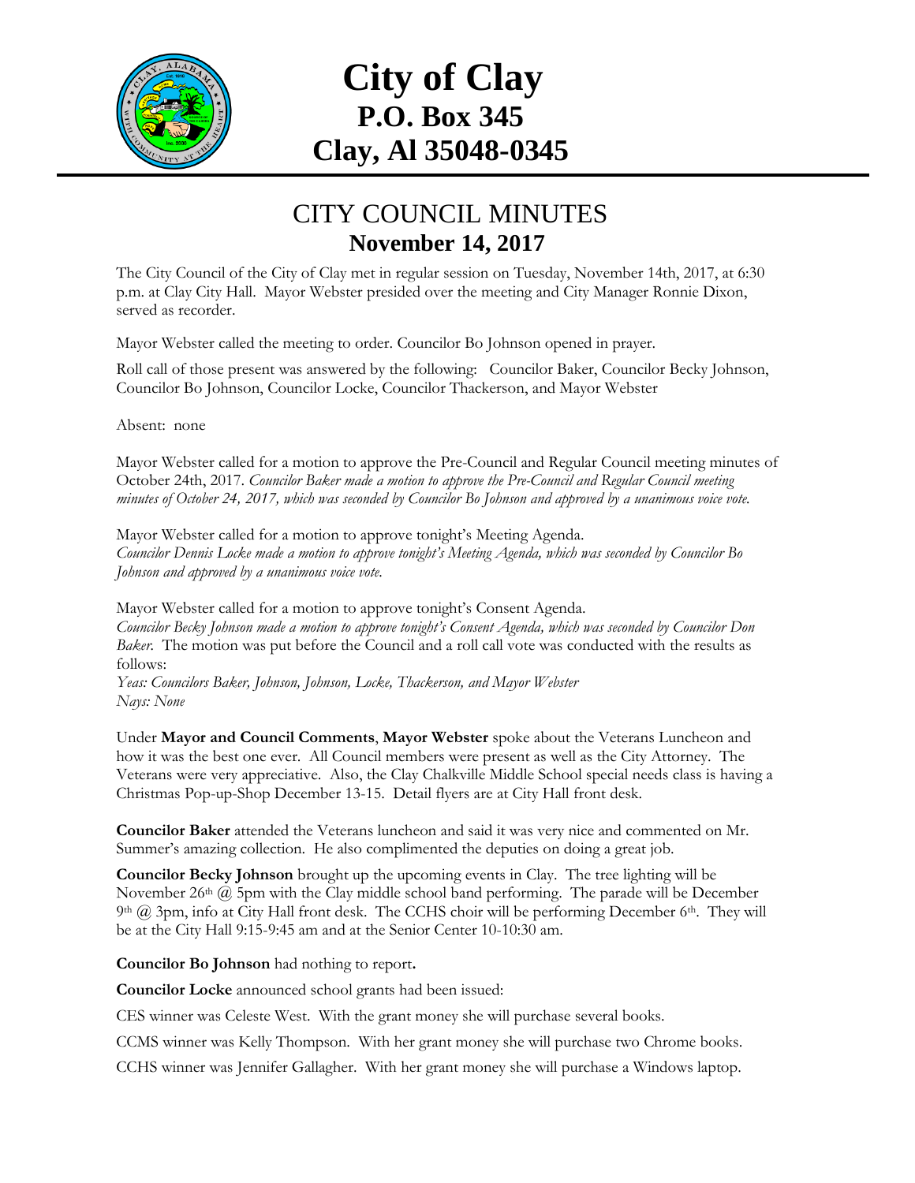# City of Clay
## P.O. Box 345
## Clay, Al 35048-0345

## CITY COUNCIL MINUTES
### November 14, 2017

The City Council of the City of Clay met in regular session on Tuesday, November 14th, 2017, at 6:30 p.m. at Clay City Hall. Mayor Webster presided over the meeting and City Manager Ronnie Dixon, served as recorder.

Mayor Webster called the meeting to order. Councilor Bo Johnson opened in prayer.

Roll call of those present was answered by the following: Councilor Baker, Councilor Becky Johnson, Councilor Bo Johnson, Councilor Locke, Councilor Thackerson, and Mayor Webster

Absent: none

Mayor Webster called for a motion to approve the Pre-Council and Regular Council meeting minutes of October 24th, 2017. *Councilor Baker made a motion to approve the Pre-Council and Regular Council meeting minutes of October 24, 2017, which was seconded by Councilor Bo Johnson and approved by a unanimous voice vote.*

Mayor Webster called for a motion to approve tonight's Meeting Agenda.
*Councilor Dennis Locke made a motion to approve tonight's Meeting Agenda, which was seconded by Councilor Bo Johnson and approved by a unanimous voice vote.*

Mayor Webster called for a motion to approve tonight's Consent Agenda.
*Councilor Becky Johnson made a motion to approve tonight's Consent Agenda, which was seconded by Councilor Don Baker.* The motion was put before the Council and a roll call vote was conducted with the results as follows:
*Yeas: Councilors Baker, Johnson, Johnson, Locke, Thackerson, and Mayor Webster*
*Nays: None*

Under **Mayor and Council Comments**, **Mayor Webster** spoke about the Veterans Luncheon and how it was the best one ever. All Council members were present as well as the City Attorney. The Veterans were very appreciative. Also, the Clay Chalkville Middle School special needs class is having a Christmas Pop-up-Shop December 13-15. Detail flyers are at City Hall front desk.

**Councilor Baker** attended the Veterans luncheon and said it was very nice and commented on Mr. Summer's amazing collection. He also complimented the deputies on doing a great job.

**Councilor Becky Johnson** brought up the upcoming events in Clay. The tree lighting will be November 26th @ 5pm with the Clay middle school band performing. The parade will be December 9th @ 3pm, info at City Hall front desk. The CCHS choir will be performing December 6th. They will be at the City Hall 9:15-9:45 am and at the Senior Center 10-10:30 am.

**Councilor Bo Johnson** had nothing to report**.**

**Councilor Locke** announced school grants had been issued:

CES winner was Celeste West. With the grant money she will purchase several books.

CCMS winner was Kelly Thompson. With her grant money she will purchase two Chrome books.

CCHS winner was Jennifer Gallagher. With her grant money she will purchase a Windows laptop.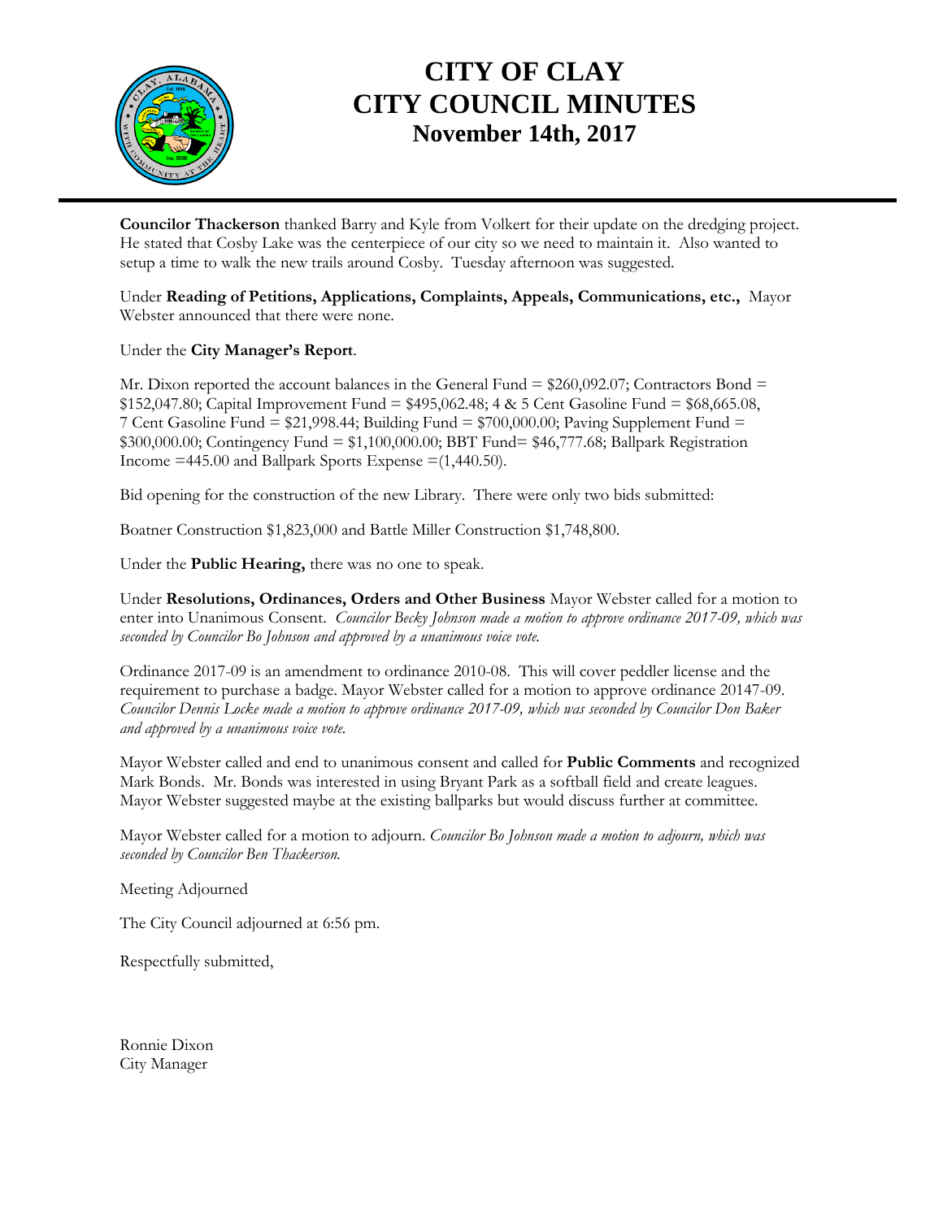# CITY OF CLAY
# CITY COUNCIL MINUTES
## November 14th, 2017

**Councilor Thackerson** thanked Barry and Kyle from Volkert for their update on the dredging project. He stated that Cosby Lake was the centerpiece of our city so we need to maintain it. Also wanted to setup a time to walk the new trails around Cosby. Tuesday afternoon was suggested.

Under **Reading of Petitions, Applications, Complaints, Appeals, Communications, etc.,** Mayor Webster announced that there were none.

Under the **City Manager's Report**.

Mr. Dixon reported the account balances in the General Fund = $260,092.07; Contractors Bond = $152,047.80; Capital Improvement Fund = $495,062.48; 4 & 5 Cent Gasoline Fund = $68,665.08, 7 Cent Gasoline Fund = $21,998.44; Building Fund = $700,000.00; Paving Supplement Fund = $300,000.00; Contingency Fund = $1,100,000.00; BBT Fund= $46,777.68; Ballpark Registration Income =445.00 and Ballpark Sports Expense =(1,440.50).

Bid opening for the construction of the new Library. There were only two bids submitted:

Boatner Construction $1,823,000 and Battle Miller Construction $1,748,800.

Under the **Public Hearing,** there was no one to speak.

Under **Resolutions, Ordinances, Orders and Other Business** Mayor Webster called for a motion to enter into Unanimous Consent. *Councilor Becky Johnson made a motion to approve ordinance 2017-09, which was seconded by Councilor Bo Johnson and approved by a unanimous voice vote.*

Ordinance 2017-09 is an amendment to ordinance 2010-08. This will cover peddler license and the requirement to purchase a badge. Mayor Webster called for a motion to approve ordinance 20147-09. *Councilor Dennis Locke made a motion to approve ordinance 2017-09, which was seconded by Councilor Don Baker and approved by a unanimous voice vote.*

Mayor Webster called and end to unanimous consent and called for **Public Comments** and recognized Mark Bonds. Mr. Bonds was interested in using Bryant Park as a softball field and create leagues. Mayor Webster suggested maybe at the existing ballparks but would discuss further at committee.

Mayor Webster called for a motion to adjourn. *Councilor Bo Johnson made a motion to adjourn, which was seconded by Councilor Ben Thackerson.*

Meeting Adjourned

The City Council adjourned at 6:56 pm.

Respectfully submitted,

Ronnie Dixon
City Manager